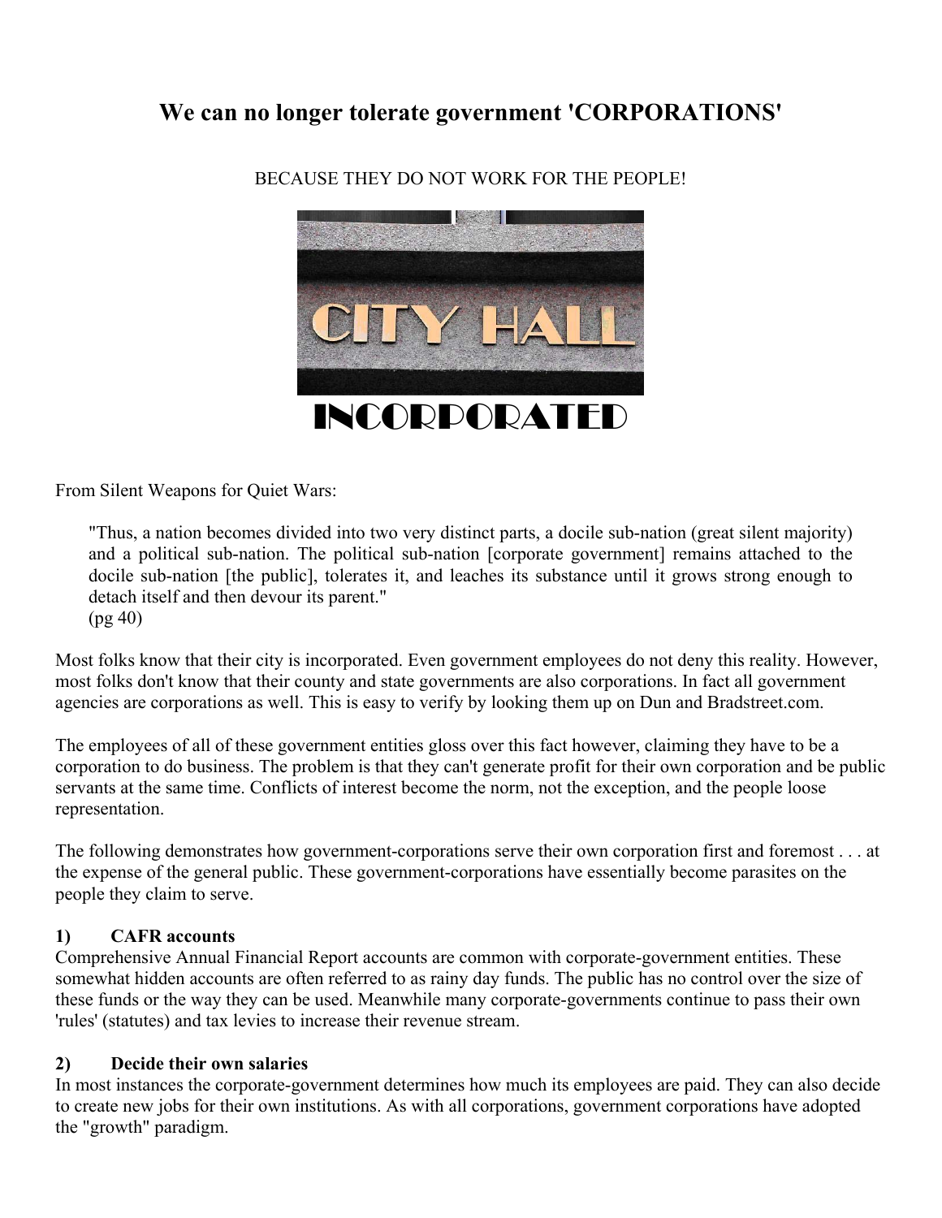# We can no longer tolerate government 'CORPORATIONS'

BECAUSE THEY DO NOT WORK FOR THE PEOPLE!

CITY HALL

INCORPORATED

From Silent Weapons for Quiet Wars:

> "Thus, a nation becomes divided into two very distinct parts, a docile sub-nation (great silent majority) and a political sub-nation. The political sub-nation [corporate government] remains attached to the docile sub-nation [the public], tolerates it, and leaches its substance until it grows strong enough to detach itself and then devour its parent."
> (pg 40)

Most folks know that their city is incorporated. Even government employees do not deny this reality. However, most folks don't know that their county and state governments are also corporations. In fact all government agencies are corporations as well. This is easy to verify by looking them up on Dun and Bradstreet.com.

The employees of all of these government entities gloss over this fact however, claiming they have to be a corporation to do business. The problem is that they can't generate profit for their own corporation and be public servants at the same time. Conflicts of interest become the norm, not the exception, and the people loose representation.

The following demonstrates how government-corporations serve their own corporation first and foremost . . . at the expense of the general public. These government-corporations have essentially become parasites on the people they claim to serve.

**1) CAFR accounts**

Comprehensive Annual Financial Report accounts are common with corporate-government entities. These somewhat hidden accounts are often referred to as rainy day funds. The public has no control over the size of these funds or the way they can be used. Meanwhile many corporate-governments continue to pass their own 'rules' (statutes) and tax levies to increase their revenue stream.

**2) Decide their own salaries**

In most instances the corporate-government determines how much its employees are paid. They can also decide to create new jobs for their own institutions. As with all corporations, government corporations have adopted the "growth" paradigm.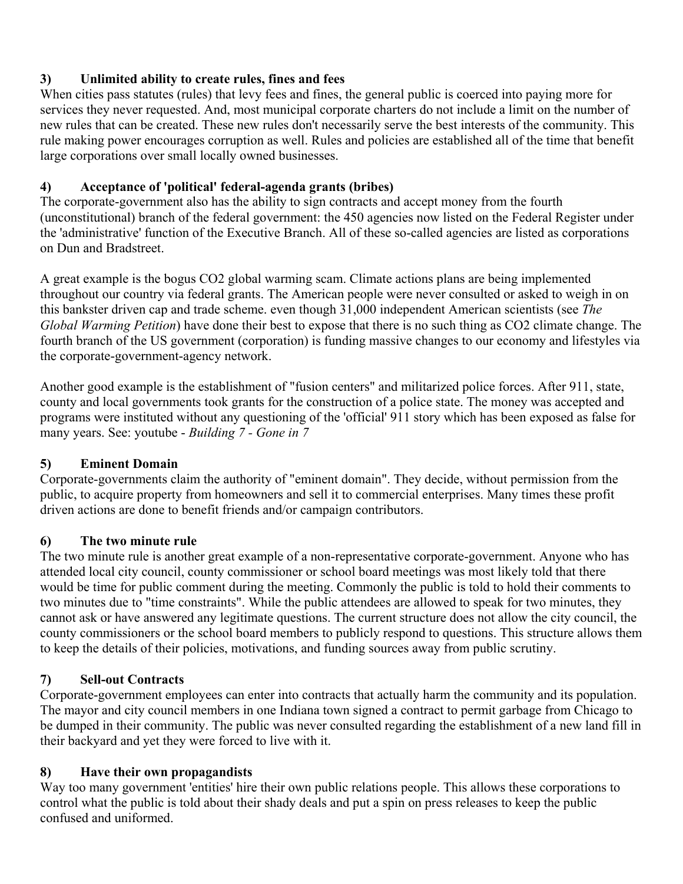### 3) Unlimited ability to create rules, fines and fees

When cities pass statutes (rules) that levy fees and fines, the general public is coerced into paying more for services they never requested. And, most municipal corporate charters do not include a limit on the number of new rules that can be created. These new rules don't necessarily serve the best interests of the community. This rule making power encourages corruption as well. Rules and policies are established all of the time that benefit large corporations over small locally owned businesses.

### 4) Acceptance of 'political' federal-agenda grants (bribes)

The corporate-government also has the ability to sign contracts and accept money from the fourth (unconstitutional) branch of the federal government: the 450 agencies now listed on the Federal Register under the 'administrative' function of the Executive Branch. All of these so-called agencies are listed as corporations on Dun and Bradstreet.

A great example is the bogus $CO_2$ global warming scam. Climate actions plans are being implemented throughout our country via federal grants. The American people were never consulted or asked to weigh in on this bankster driven cap and trade scheme. even though 31,000 independent American scientists (see *The Global Warming Petition*) have done their best to expose that there is no such thing as $CO_2$ climate change. The fourth branch of the US government (corporation) is funding massive changes to our economy and lifestyles via the corporate-government-agency network.

Another good example is the establishment of "fusion centers" and militarized police forces. After 911, state, county and local governments took grants for the construction of a police state. The money was accepted and programs were instituted without any questioning of the 'official' 911 story which has been exposed as false for many years. See: youtube - *Building 7 - Gone in 7*

### 5) Eminent Domain

Corporate-governments claim the authority of "eminent domain". They decide, without permission from the public, to acquire property from homeowners and sell it to commercial enterprises. Many times these profit driven actions are done to benefit friends and/or campaign contributors.

### 6) The two minute rule

The two minute rule is another great example of a non-representative corporate-government. Anyone who has attended local city council, county commissioner or school board meetings was most likely told that there would be time for public comment during the meeting. Commonly the public is told to hold their comments to two minutes due to "time constraints". While the public attendees are allowed to speak for two minutes, they cannot ask or have answered any legitimate questions. The current structure does not allow the city council, the county commissioners or the school board members to publicly respond to questions. This structure allows them to keep the details of their policies, motivations, and funding sources away from public scrutiny.

### 7) Sell-out Contracts

Corporate-government employees can enter into contracts that actually harm the community and its population. The mayor and city council members in one Indiana town signed a contract to permit garbage from Chicago to be dumped in their community. The public was never consulted regarding the establishment of a new land fill in their backyard and yet they were forced to live with it.

### 8) Have their own propagandists

Way too many government 'entities' hire their own public relations people. This allows these corporations to control what the public is told about their shady deals and put a spin on press releases to keep the public confused and uformed.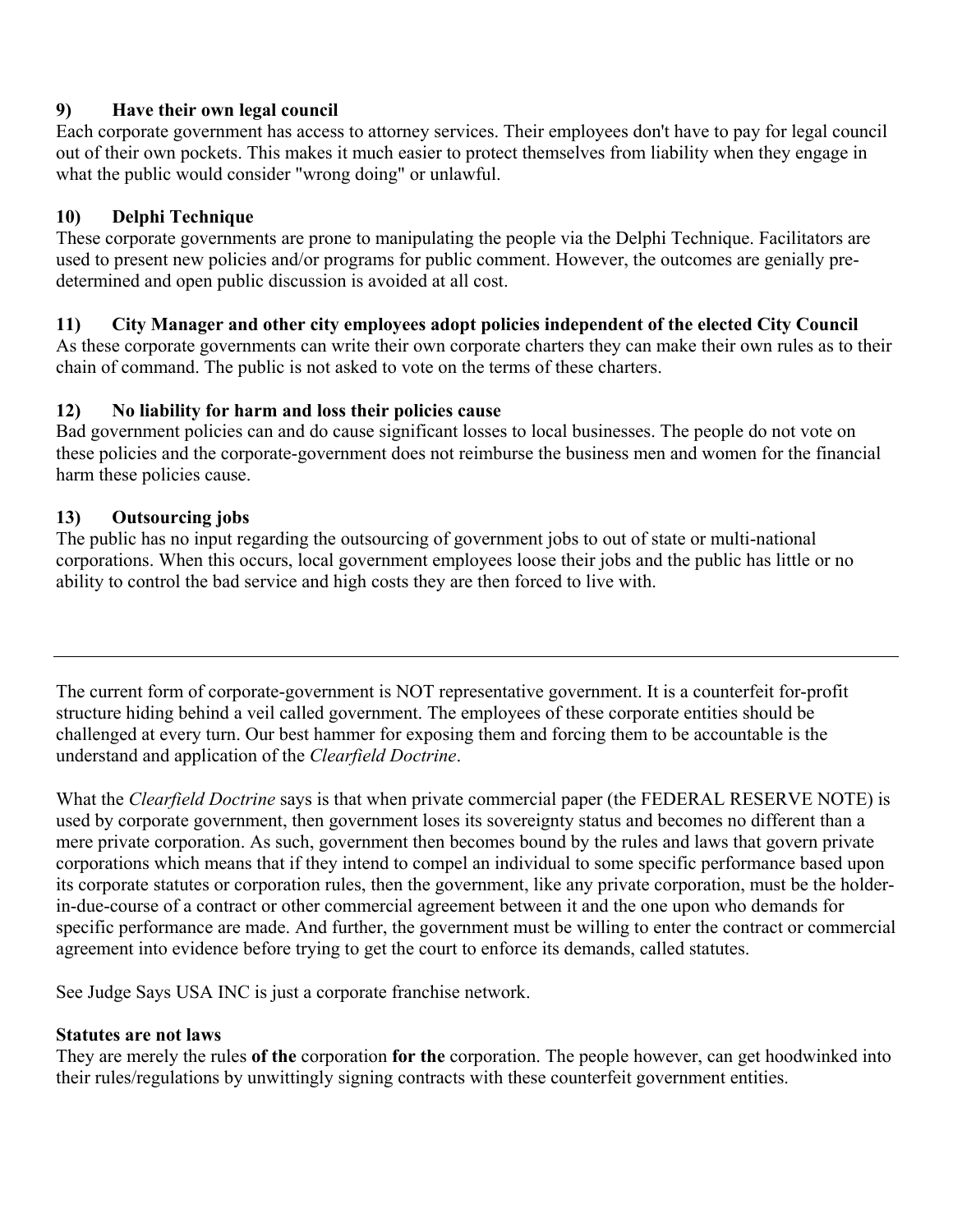### 9) Have their own legal council

Each corporate government has access to attorney services. Their employees don't have to pay for legal council out of their own pockets. This makes it much easier to protect themselves from liability when they engage in what the public would consider "wrong doing" or unlawful.

### 10) Delphi Technique

These corporate governments are prone to manipulating the people via the Delphi Technique. Facilitators are used to present new policies and/or programs for public comment. However, the outcomes are genially pre-determined and open public discussion is avoided at all cost.

### 11) City Manager and other city employees adopt policies independent of the elected City Council

As these corporate governments can write their own corporate charters they can make their own rules as to their chain of command. The public is not asked to vote on the terms of these charters.

### 12) No liability for harm and loss their policies cause

Bad government policies can and do cause significant losses to local businesses. The people do not vote on these policies and the corporate-government does not reimburse the business men and women for the financial harm these policies cause.

### 13) Outsourcing jobs

The public has no input regarding the outsourcing of government jobs to out of state or multi-national corporations. When this occurs, local government employees loose their jobs and the public has little or no ability to control the bad service and high costs they are then forced to live with.

---

The current form of corporate-government is NOT representative government. It is a counterfeit for-profit structure hiding behind a veil called government. The employees of these corporate entities should be challenged at every turn. Our best hammer for exposing them and forcing them to be accountable is the understand and application of the *Clearfield Doctrine*.

What the *Clearfield Doctrine* says is that when private commercial paper (the FEDERAL RESERVE NOTE) is used by corporate government, then government loses its sovereignty status and becomes no different than a mere private corporation. As such, government then becomes bound by the rules and laws that govern private corporations which means that if they intend to compel an individual to some specific performance based upon its corporate statutes or corporation rules, then the government, like any private corporation, must be the holder-in-due-course of a contract or other commercial agreement between it and the one upon who demands for specific performance are made. And further, the government must be willing to enter the contract or commercial agreement into evidence before trying to get the court to enforce its demands, called statutes.

See Judge Says USA INC is just a corporate franchise network.

**Statutes are not laws**

They are merely the rules **of the** corporation **for the** corporation. The people however, can get hoodwinked into their rules/regulations by unwittingly signing contracts with these counterfeit government entities.